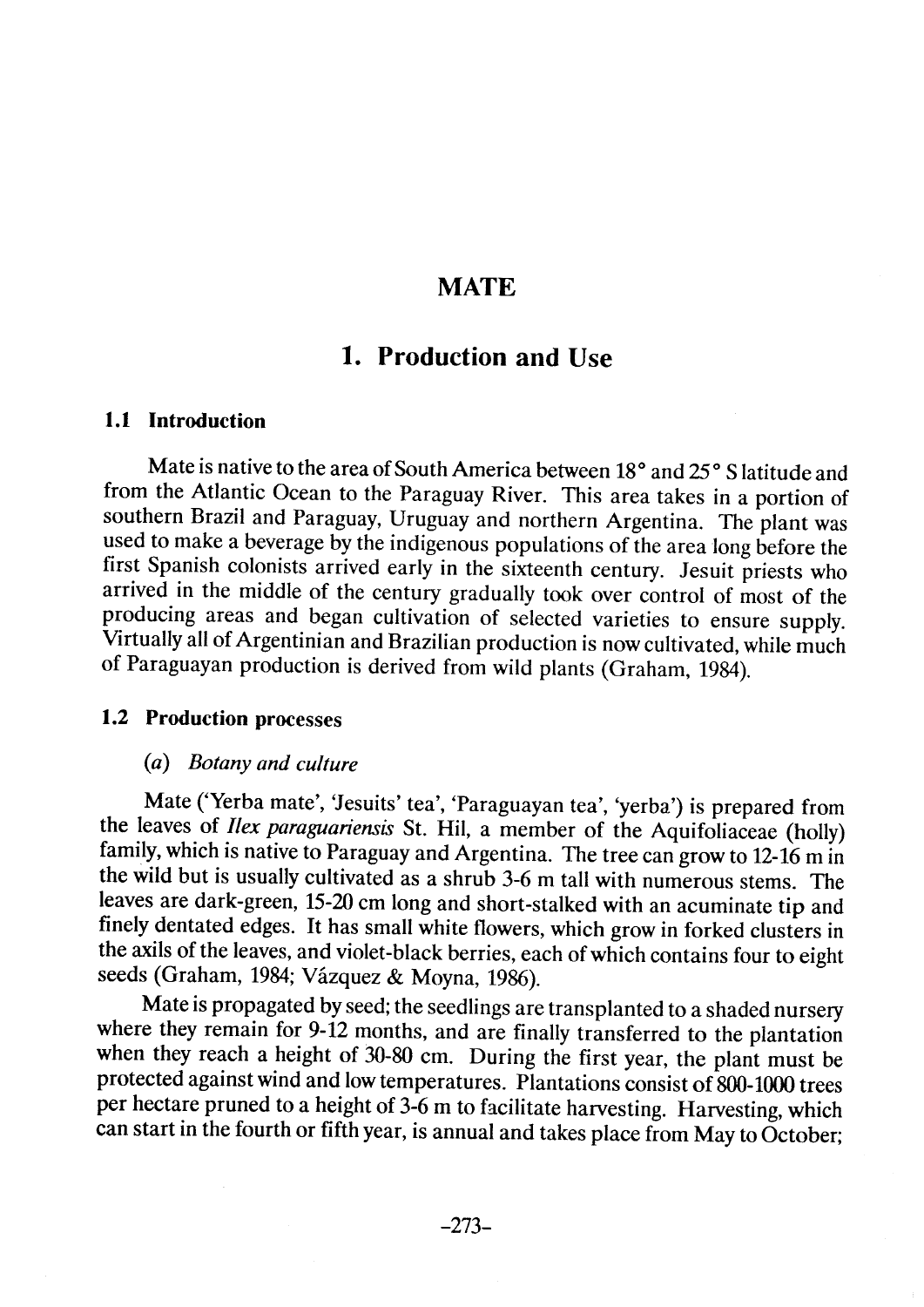# MATE

## 1. Production and Use

### 1.1 Introduction

Mate is native to the area of South America between 18° and 25° S latitude and from the Atlantic Ocean to the Paraguay River. This area takes in a portion of southern Brazil and Paraguay, Uruguay and northern Argentina. The plant was used to make a beverage by the indigenous populations of the area long before the first Spanish colonists arrived early in the sixteenth century. Jesuit priests who arrived in the middle of the century gradually took over control of most of the producing areas and began cultivation of selected varieties to ensure supply. Virtually all of Argentinian and Brazilian production is now cultivated, while much of Paraguayan production is derived from wild plants (Graham, 1984).

### 1.2 Production processes

#### (a) *Botany and culture*

Mate ('Yerba mate', 'Jesuits' tea', 'Paraguayan tea', 'yerba') is prepared from the leaves of *Ilex paraguariensis* St. Hil, a member of the Aquifoliaceae (holly) family, which is native to Paraguay and Argentina. The tree can grow to 12-16 m in the wild but is usually cultivated as a shrub 3-6 m tall with numerous stems. The leaves are dark-green, 15-20 cm long and short-stalked with an acuminate tip and finely dentated edges. It has small white flowers, which grow in forked clusters in the axils of the leaves, and violet-black berries, each of which contains four to eight seeds (Graham, 1984; Vázquez & Moyna, 1986).

Mate is propagated by seed; the seedlings are transplanted to a shaded nursery where they remain for 9-12 months, and are finally transferred to the plantation when they reach a height of 30-80 cm. During the first year, the plant must be protected against wind and low temperatures. Plantations consist of 800-1000 trees per hectare pruned to a height of 3-6 m to facilitate harvesting. Harvesting, which can start in the fourth or fifth year, is annual and takes place from May to October;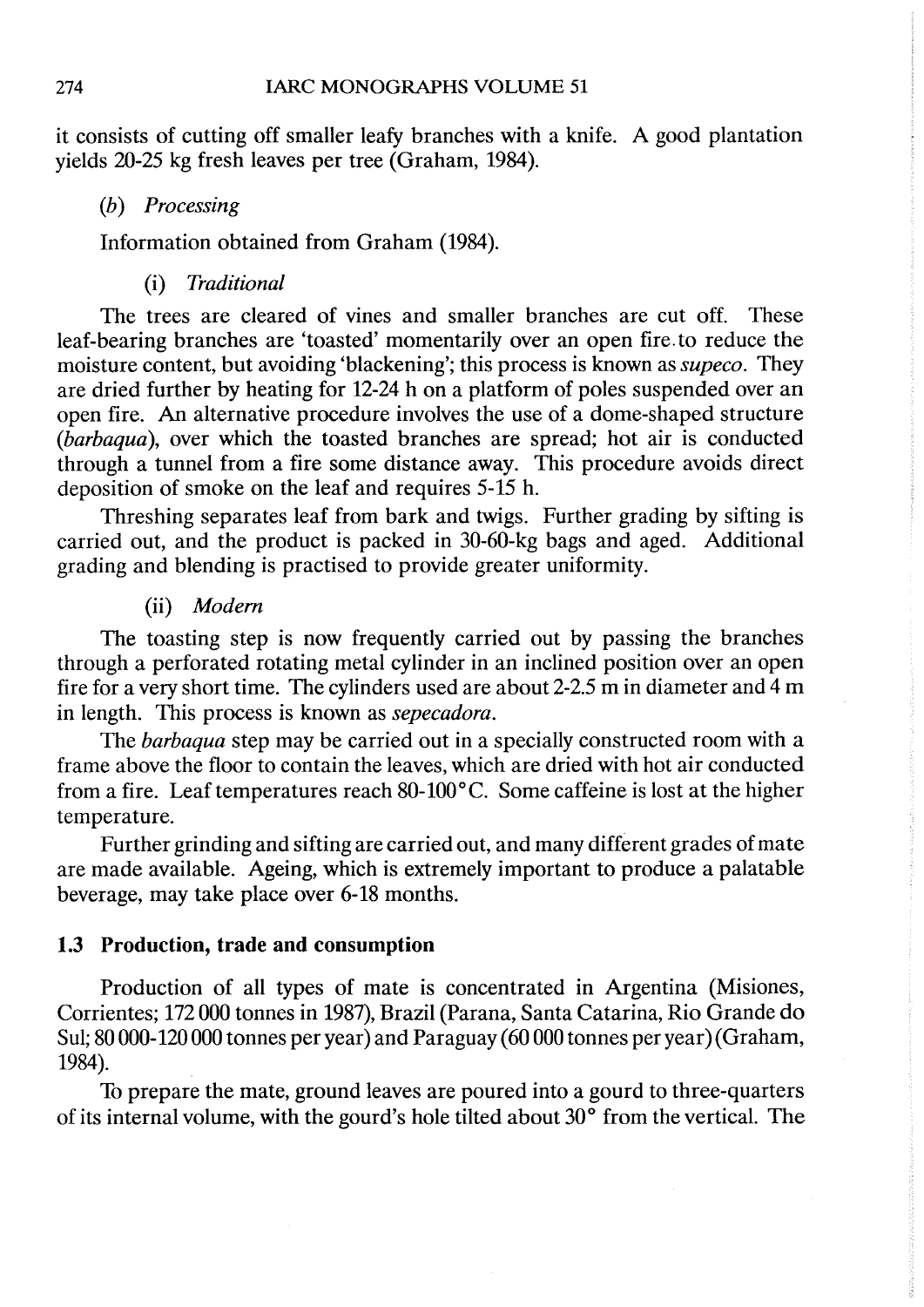it consists of cutting off smaller leafy branches with a knife. A good plantation yields 20-25 kg fresh leaves per tree (Graham, 1984).

### (b) *Processing*

Information obtained from Graham (1984).

#### (i) *Traditional*

The trees are cleared of vines and smaller branches are cut off. These leaf-bearing branches are 'toasted' momentarily over an open fire to reduce the moisture content, but avoiding 'blackening'; this process is known as *supeco*. They are dried further by heating for 12-24 h on a platform of poles suspended over an open fire. An alternative procedure involves the use of a dome-shaped structure (*barbaqua*), over which the toasted branches are spread; hot air is conducted through a tunnel from a fire some distance away. This procedure avoids direct deposition of smoke on the leaf and requires 5-15 h.

Threshing separates leaf from bark and twigs. Further grading by sifting is carried out, and the product is packed in 30-60-kg bags and aged. Additional grading and blending is practised to provide greater uniformity.

#### (ii) *Modern*

The toasting step is now frequently carried out by passing the branches through a perforated rotating metal cylinder in an inclined position over an open fire for a very short time. The cylinders used are about 2-2.5 m in diameter and 4 m in length. This process is known as *sepecadora*.

The *barbaqua* step may be carried out in a specially constructed room with a frame above the floor to contain the leaves, which are dried with hot air conducted from a fire. Leaf temperatures reach 80-100°C. Some caffeine is lost at the higher temperature.

Further grinding and sifting are carried out, and many different grades of mate are made available. Ageing, which is extremely important to produce a palatable beverage, may take place over 6-18 months.

## 1.3 Production, trade and consumption

Production of all types of mate is concentrated in Argentina (Misiones, Corrientes; 172 000 tonnes in 1987), Brazil (Parana, Santa Catarina, Rio Grande do Sul; 80 000-120 000 tonnes per year) and Paraguay (60 000 tonnes per year) (Graham, 1984).

To prepare the mate, ground leaves are poured into a gourd to three-quarters of its internal volume, with the gourd's hole tilted about 30° from the vertical. The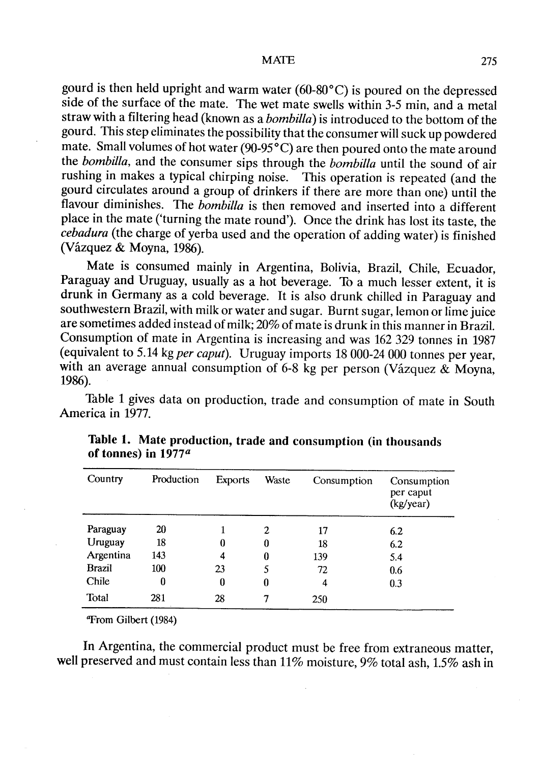gourd is then held upright and warm water (60-80°C) is poured on the depressed side of the surface of the mate. The wet mate swells within 3-5 min, and a metal straw with a filtering head (known as a *bombilla*) is introduced to the bottom of the gourd. This step eliminates the possibility that the consumer will suck up powdered mate. Small volumes of hot water (90-95°C) are then poured onto the mate around the *bombilla*, and the consumer sips through the *bombilla* until the sound of air rushing in makes a typical chirping noise. This operation is repeated (and the gourd circulates around a group of drinkers if there are more than one) until the flavour diminishes. The *bombilla* is then removed and inserted into a different place in the mate ('turning the mate round'). Once the drink has lost its taste, the *cebadura* (the charge of yerba used and the operation of adding water) is finished (Vâzquez & Moyna, 1986).

Mate is consumed mainly in Argentina, Bolivia, Brazil, Chile, Ecuador, Paraguay and Uruguay, usually as a hot beverage. To a much lesser extent, it is drunk in Germany as a cold beverage. It is also drunk chilled in Paraguay and southwestern Brazil, with milk or water and sugar. Burnt sugar, lemon or lime juice are sometimes added instead of milk; 20% of mate is drunk in this manner in Brazil. Consumption of mate in Argentina is increasing and was 162 329 tonnes in 1987 (equivalent to 5.14 kg *per caput*). Uruguay imports 18 000-24 000 tonnes per year, with an average annual consumption of 6-8 kg per person (Vâzquez & Moyna, 1986).

Table 1 gives data on production, trade and consumption of mate in South America in 1977.

**Table 1. Mate production, trade and consumption (in thousands of tonnes) in 1977**[a]

| Country | Production | Exports | Waste | Consumption | Consumption per caput (kg/year) |
|---|---|---|---|---|---|
| Paraguay | 20 | 1 | 2 | 17 | 6.2 |
| Uruguay | 18 | 0 | 0 | 18 | 6.2 |
| Argentina | 143 | 4 | 0 | 139 | 5.4 |
| Brazil | 100 | 23 | 5 | 72 | 0.6 |
| Chile | 0 | 0 | 0 | 4 | 0.3 |
| Total | 281 | 28 | 7 | 250 | |

[a]From Gilbert (1984)

In Argentina, the commercial product must be free from extraneous matter, well preserved and must contain less than 11% moisture, 9% total ash, 1.5% ash in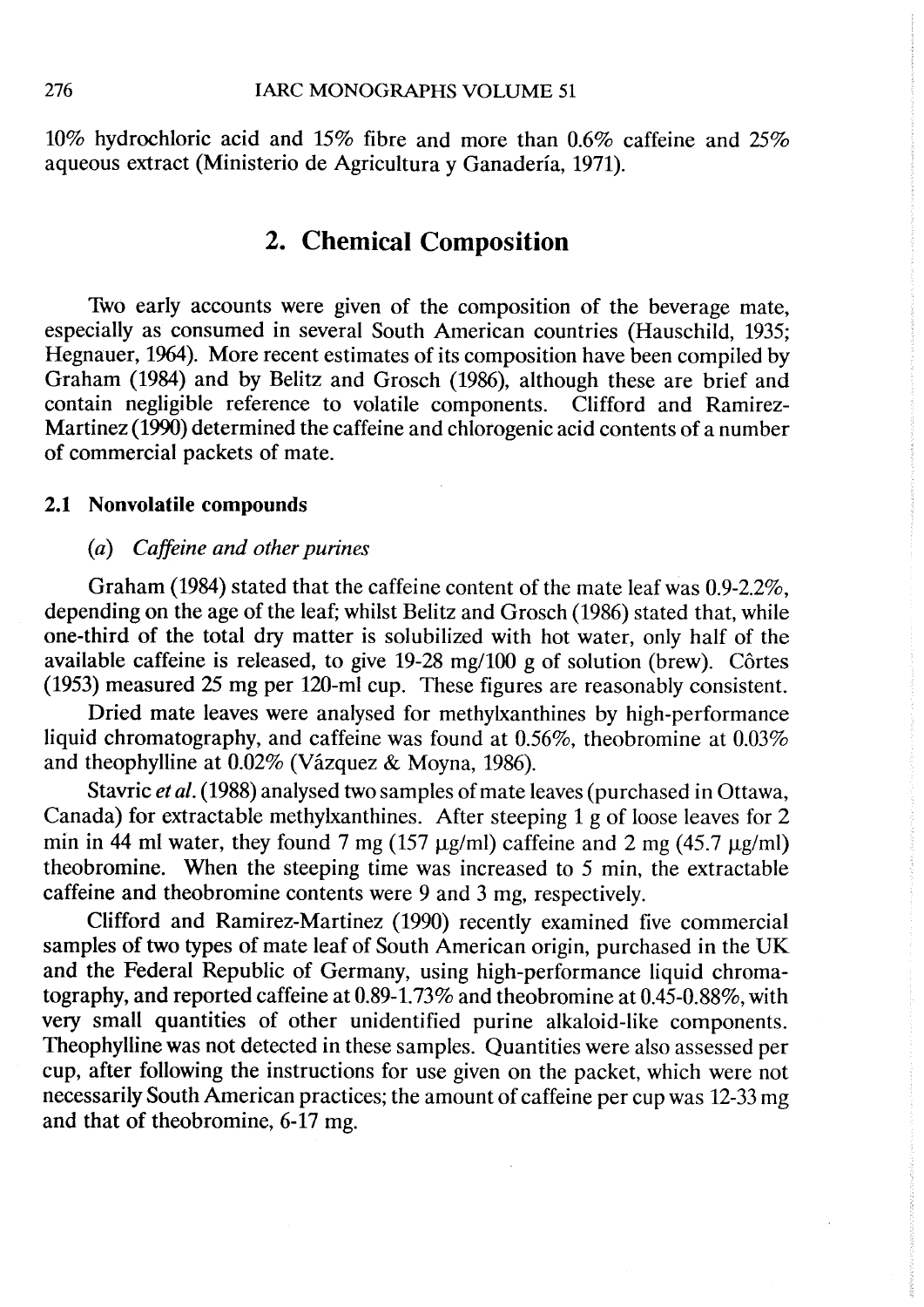10% hydrochloric acid and 15% fibre and more than 0.6% caffeine and 25% aqueous extract (Ministerio de Agricultura y Ganadería, 1971).

## 2. Chemical Composition

Two early accounts were given of the composition of the beverage mate, especially as consumed in several South American countries (Hauschild, 1935; Hegnauer, 1964). More recent estimates of its composition have been compiled by Graham (1984) and by Belitz and Grosch (1986), although these are brief and contain negligible reference to volatile components. Clifford and Ramirez-Martinez (1990) determined the caffeine and chlorogenic acid contents of a number of commercial packets of mate.

### 2.1 Nonvolatile compounds

#### (a) *Caffeine and other purines*

Graham (1984) stated that the caffeine content of the mate leaf was 0.9-2.2%, depending on the age of the leaf; whilst Belitz and Grosch (1986) stated that, while one-third of the total dry matter is solubilized with hot water, only half of the available caffeine is released, to give 19-28 mg/100 g of solution (brew). Côrtes (1953) measured 25 mg per 120-ml cup. These figures are reasonably consistent.

Dried mate leaves were analysed for methylxanthines by high-performance liquid chromatography, and caffeine was found at 0.56%, theobromine at 0.03% and theophylline at 0.02% (Vázquez & Moyna, 1986).

Stavric *et al.* (1988) analysed two samples of mate leaves (purchased in Ottawa, Canada) for extractable methylxanthines. After steeping 1 g of loose leaves for 2 min in 44 ml water, they found 7 mg (157 μg/ml) caffeine and 2 mg (45.7 μg/ml) theobromine. When the steeping time was increased to 5 min, the extractable caffeine and theobromine contents were 9 and 3 mg, respectively.

Clifford and Ramirez-Martinez (1990) recently examined five commercial samples of two types of mate leaf of South American origin, purchased in the UK and the Federal Republic of Germany, using high-performance liquid chromatography, and reported caffeine at 0.89-1.73% and theobromine at 0.45-0.88%, with very small quantities of other unidentified purine alkaloid-like components. Theophylline was not detected in these samples. Quantities were also assessed per cup, after following the instructions for use given on the packet, which were not necessarily South American practices; the amount of caffeine per cup was 12-33 mg and that of theobromine, 6-17 mg.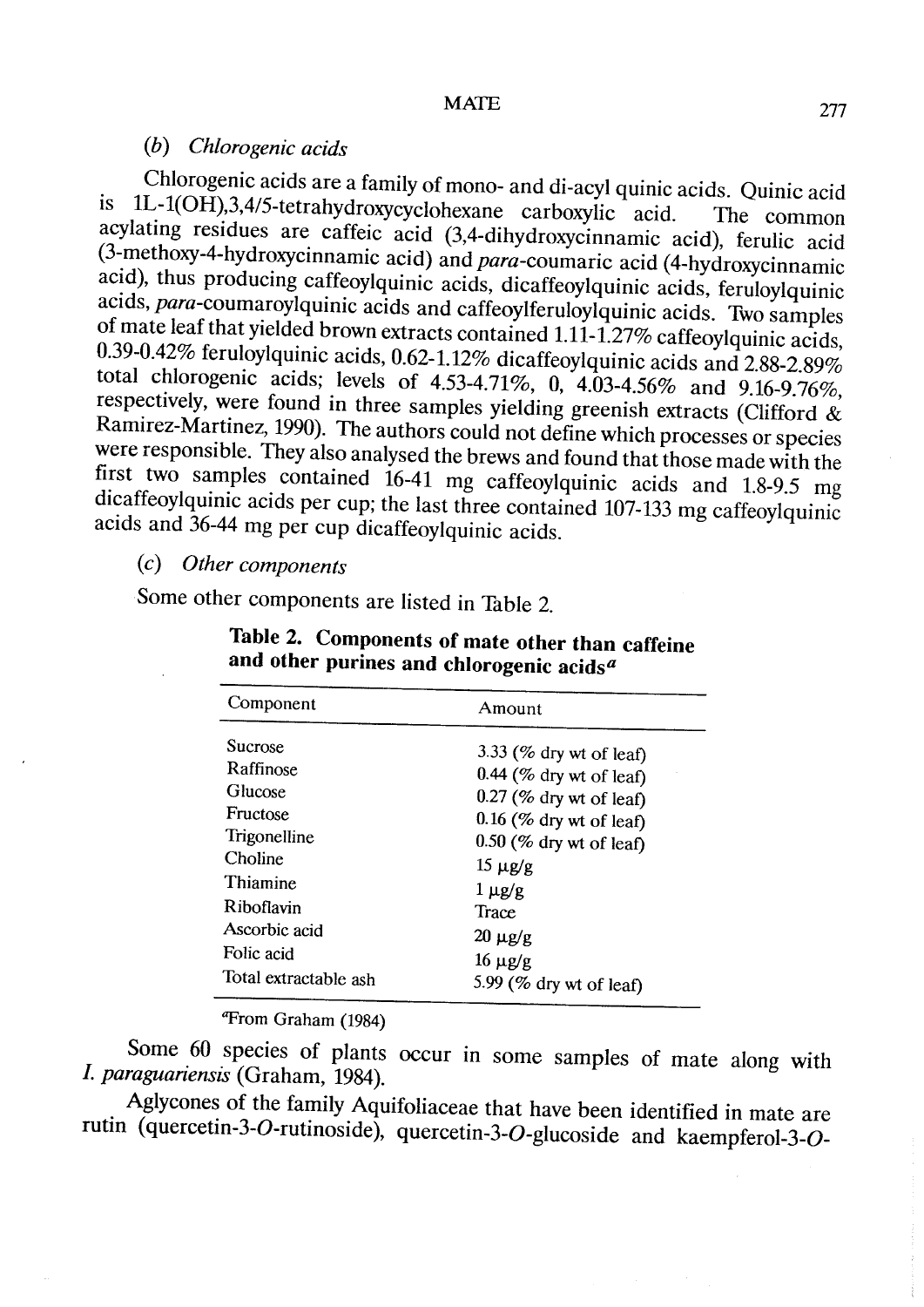### (b) *Chlorogenic acids*

Chlorogenic acids are a family of mono- and di-acyl quinic acids. Quinic acid is 1L-1(OH),3,4/5-tetrahydroxycyclohexane carboxylic acid. The common acylating residues are caffeic acid (3,4-dihydroxycinnamic acid), ferulic acid (3-methoxy-4-hydroxycinnamic acid) and *para*-coumaric acid (4-hydroxycinnamic acid), thus producing caffeoylquinic acids, dicaffeoylquinic acids, feruloylquinic acids, *para*-coumaroylquinic acids and caffeoylferuloylquinic acids. Two samples of mate leaf that yielded brown extracts contained 1.11-1.27% caffeoylquinic acids, 0.39-0.42% feruloylquinic acids, 0.62-1.12% dicaffeoylquinic acids and 2.88-2.89% total chlorogenic acids; levels of 4.53-4.71%, 0, 4.03-4.56% and 9.16-9.76%, respectively, were found in three samples yielding greenish extracts (Clifford & Ramirez-Martinez, 1990). The authors could not define which processes or species were responsible. They also analysed the brews and found that those made with the first two samples contained 16-41 mg caffeoylquinic acids and 1.8-9.5 mg dicaffeoylquinic acids per cup; the last three contained 107-133 mg caffeoylquinic acids and 36-44 mg per cup dicaffeoylquinic acids.

### (c) *Other components*

Some other components are listed in Table 2.

**Table 2. Components of mate other than caffeine and other purines and chlorogenic acids[a]**

| Component | Amount |
|---|---|
| Sucrose | 3.33 (% dry wt of leaf) |
| Raffinose | 0.44 (% dry wt of leaf) |
| Glucose | 0.27 (% dry wt of leaf) |
| Fructose | 0.16 (% dry wt of leaf) |
| Trigonelline | 0.50 (% dry wt of leaf) |
| Choline | 15 μg/g |
| Thiamine | 1 μg/g |
| Riboflavin | Trace |
| Ascorbic acid | 20 μg/g |
| Folic acid | 16 μg/g |
| Total extractable ash | 5.99 (% dry wt of leaf) |

[a]From Graham (1984)

Some 60 species of plants occur in some samples of mate along with *I. paraguariensis* (Graham, 1984).

Aglycones of the family Aquifoliaceae that have been identified in mate are rutin (quercetin-3-*O*-rutinoside), quercetin-3-*O*-glucoside and kaempferol-3-*O*-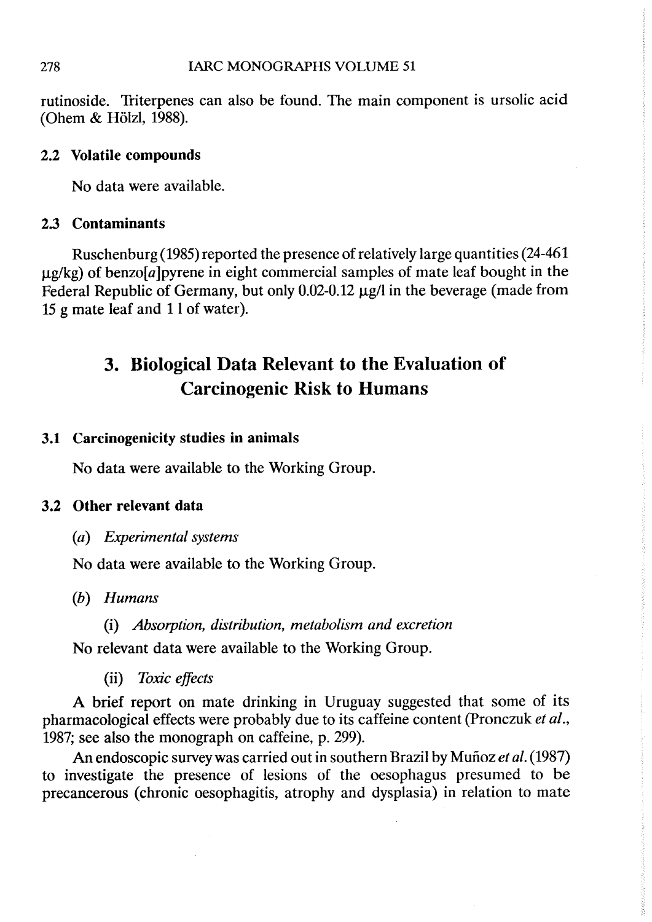rutinoside. Triterpenes can also be found. The main component is ursolic acid (Ohem & Hölzl, 1988).

### 2.2 Volatile compounds

No data were available.

### 2.3 Contaminants

Ruschenburg (1985) reported the presence of relatively large quantities (24-461 μg/kg) of benzo[*a*]pyrene in eight commercial samples of mate leaf bought in the Federal Republic of Germany, but only 0.02-0.12 μg/l in the beverage (made from 15 g mate leaf and 1 l of water).

## 3. Biological Data Relevant to the Evaluation of Carcinogenic Risk to Humans

### 3.1 Carcinogenicity studies in animals

No data were available to the Working Group.

### 3.2 Other relevant data

(*a*) *Experimental systems*

No data were available to the Working Group.

(*b*) *Humans*

(i) *Absorption, distribution, metabolism and excretion*

No relevant data were available to the Working Group.

(ii) *Toxic effects*

A brief report on mate drinking in Uruguay suggested that some of its pharmacological effects were probably due to its caffeine content (Pronczuk *et al.*, 1987; see also the monograph on caffeine, p. 299).

An endoscopic survey was carried out in southern Brazil by Muñoz *et al.* (1987) to investigate the presence of lesions of the oesophagus presumed to be precancerous (chronic oesophagitis, atrophy and dysplasia) in relation to mate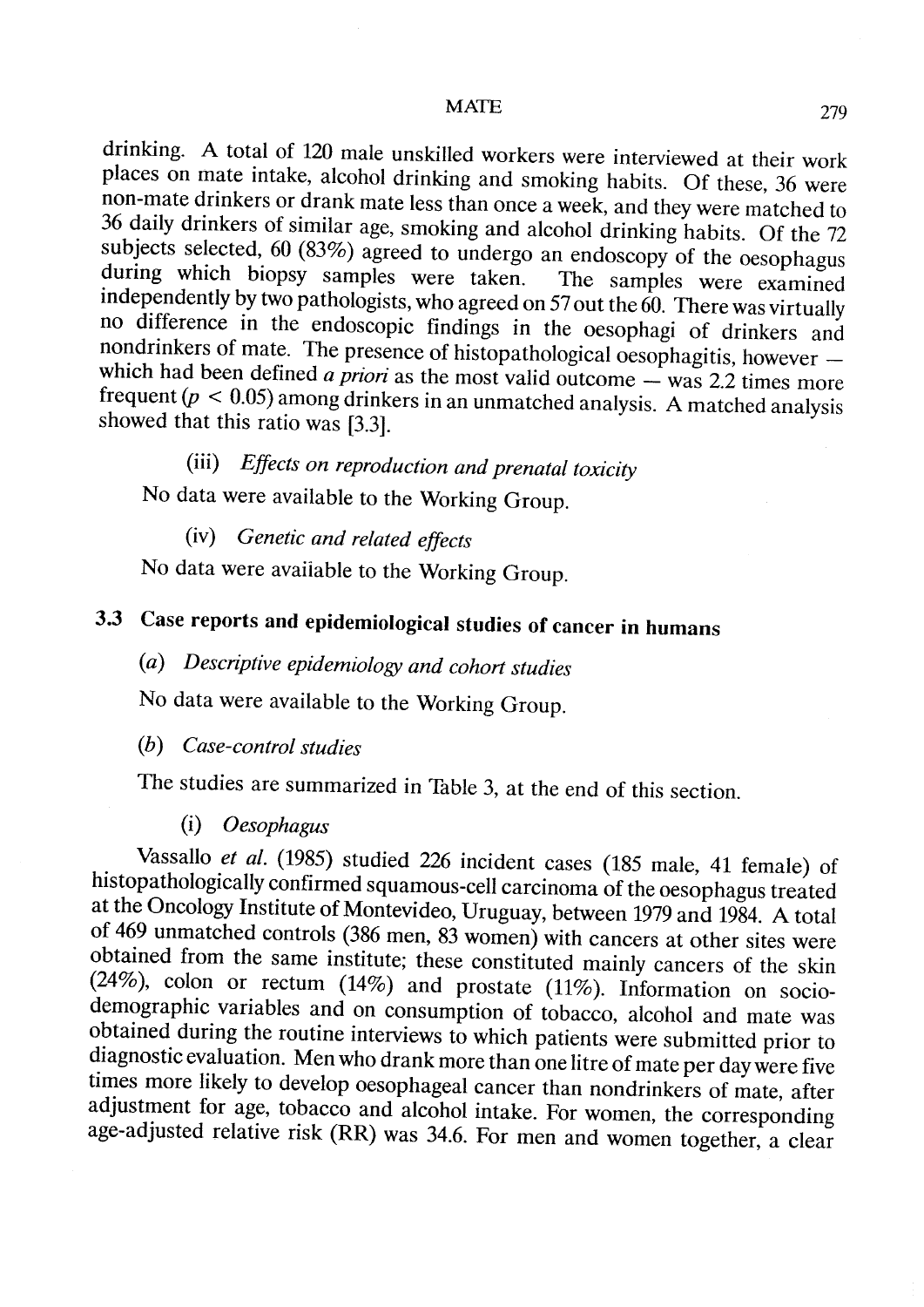drinking. A total of 120 male unskilled workers were interviewed at their work places on mate intake, alcohol drinking and smoking habits. Of these, 36 were non-mate drinkers or drank mate less than once a week, and they were matched to 36 daily drinkers of similar age, smoking and alcohol drinking habits. Of the 72 subjects selected, 60 (83%) agreed to undergo an endoscopy of the oesophagus during which biopsy samples were taken. The samples were examined independently by two pathologists, who agreed on 57 out the 60. There was virtually no difference in the endoscopic findings in the oesophagi of drinkers and nondrinkers of mate. The presence of histopathological oesophagitis, however — which had been defined *a priori* as the most valid outcome — was 2.2 times more frequent ($p < 0.05$) among drinkers in an unmatched analysis. A matched analysis showed that this ratio was [3.3].

#### (iii) *Effects on reproduction and prenatal toxicity*

No data were available to the Working Group.

#### (iv) *Genetic and related effects*

No data were available to the Working Group.

## 3.3 Case reports and epidemiological studies of cancer in humans

### (*a*) *Descriptive epidemiology and cohort studies*

No data were available to the Working Group.

### (*b*) *Case-control studies*

The studies are summarized in Table 3, at the end of this section.

#### (i) *Oesophagus*

Vassallo *et al.* (1985) studied 226 incident cases (185 male, 41 female) of histopathologically confirmed squamous-cell carcinoma of the oesophagus treated at the Oncology Institute of Montevideo, Uruguay, between 1979 and 1984. A total of 469 unmatched controls (386 men, 83 women) with cancers at other sites were obtained from the same institute; these constituted mainly cancers of the skin (24%), colon or rectum (14%) and prostate (11%). Information on socio-demographic variables and on consumption of tobacco, alcohol and mate was obtained during the routine interviews to which patients were submitted prior to diagnostic evaluation. Men who drank more than one litre of mate per day were five times more likely to develop oesophageal cancer than nondrinkers of mate, after adjustment for age, tobacco and alcohol intake. For women, the corresponding age-adjusted relative risk (RR) was 34.6. For men and women together, a clear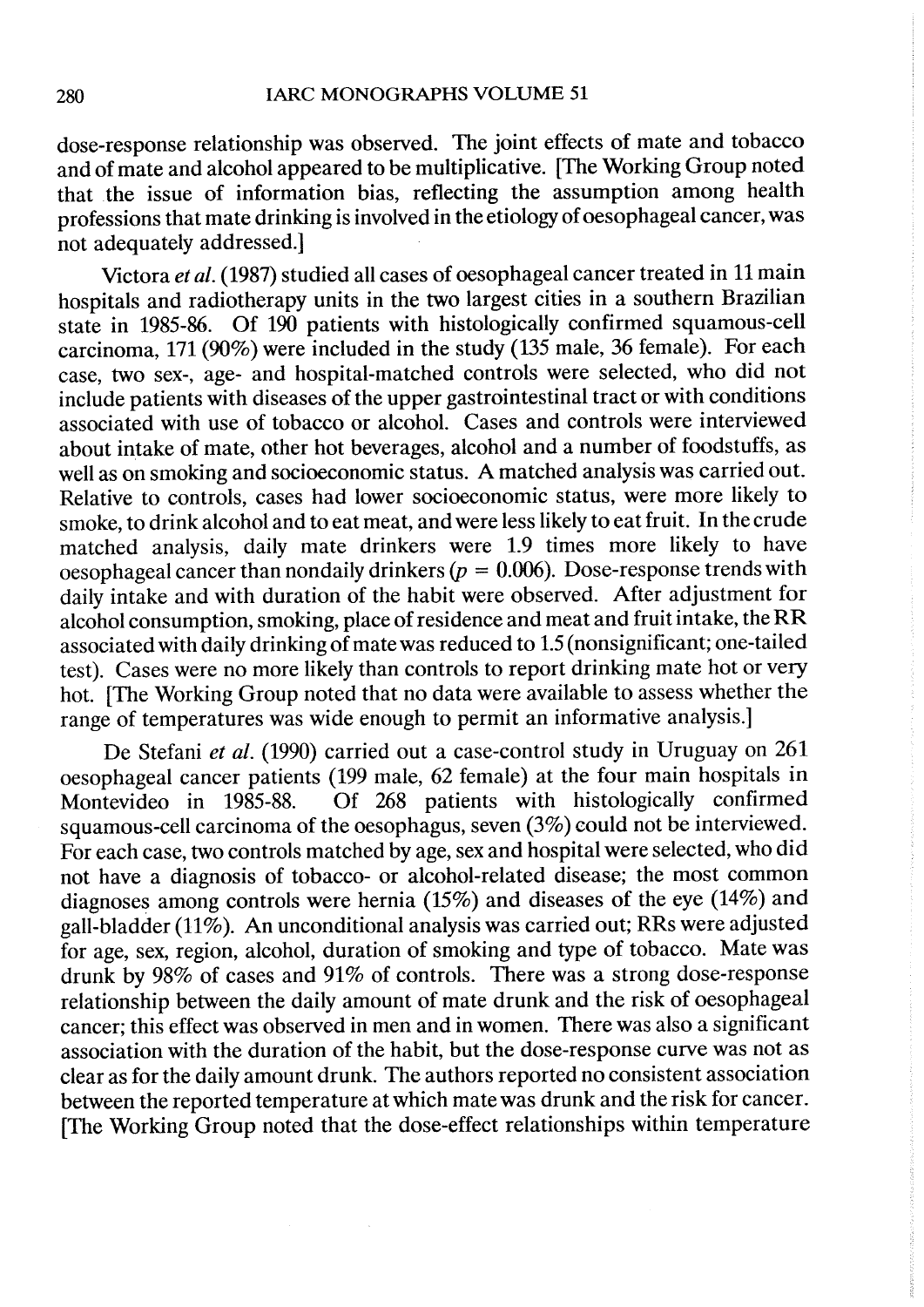dose-response relationship was observed. The joint effects of mate and tobacco and of mate and alcohol appeared to be multiplicative. [The Working Group noted that the issue of information bias, reflecting the assumption among health professions that mate drinking is involved in the etiology of oesophageal cancer, was not adequately addressed.]

Victora *et al.* (1987) studied all cases of oesophageal cancer treated in 11 main hospitals and radiotherapy units in the two largest cities in a southern Brazilian state in 1985-86. Of 190 patients with histologically confirmed squamous-cell carcinoma, 171 (90%) were included in the study (135 male, 36 female). For each case, two sex-, age- and hospital-matched controls were selected, who did not include patients with diseases of the upper gastrointestinal tract or with conditions associated with use of tobacco or alcohol. Cases and controls were interviewed about intake of mate, other hot beverages, alcohol and a number of foodstuffs, as well as on smoking and socioeconomic status. A matched analysis was carried out. Relative to controls, cases had lower socioeconomic status, were more likely to smoke, to drink alcohol and to eat meat, and were less likely to eat fruit. In the crude matched analysis, daily mate drinkers were 1.9 times more likely to have oesophageal cancer than nondaily drinkers ($p = 0.006$). Dose-response trends with daily intake and with duration of the habit were observed. After adjustment for alcohol consumption, smoking, place of residence and meat and fruit intake, the RR associated with daily drinking of mate was reduced to 1.5 (nonsignificant; one-tailed test). Cases were no more likely than controls to report drinking mate hot or very hot. [The Working Group noted that no data were available to assess whether the range of temperatures was wide enough to permit an informative analysis.]

De Stefani *et al.* (1990) carried out a case-control study in Uruguay on 261 oesophageal cancer patients (199 male, 62 female) at the four main hospitals in Montevideo in 1985-88. Of 268 patients with histologically confirmed squamous-cell carcinoma of the oesophagus, seven (3%) could not be interviewed. For each case, two controls matched by age, sex and hospital were selected, who did not have a diagnosis of tobacco- or alcohol-related disease; the most common diagnoses among controls were hernia (15%) and diseases of the eye (14%) and gall-bladder (11%). An unconditional analysis was carried out; RRs were adjusted for age, sex, region, alcohol, duration of smoking and type of tobacco. Mate was drunk by 98% of cases and 91% of controls. There was a strong dose-response relationship between the daily amount of mate drunk and the risk of oesophageal cancer; this effect was observed in men and in women. There was also a significant association with the duration of the habit, but the dose-response curve was not as clear as for the daily amount drunk. The authors reported no consistent association between the reported temperature at which mate was drunk and the risk for cancer. [The Working Group noted that the dose-effect relationships within temperature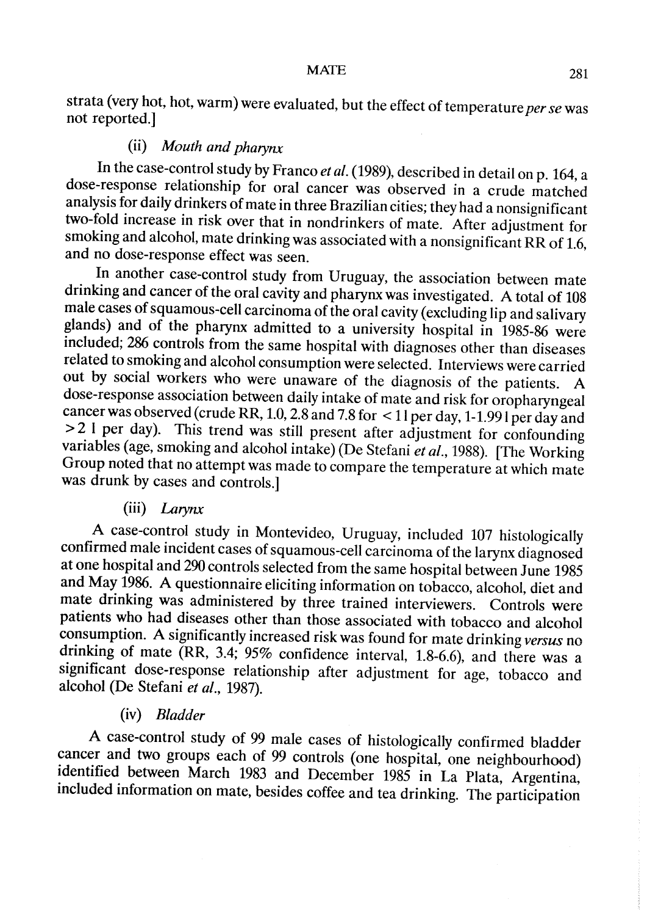strata (very hot, hot, warm) were evaluated, but the effect of temperature *per se* was not reported.]

#### (ii) *Mouth and pharynx*

In the case-control study by Franco *et al.* (1989), described in detail on p. 164, a dose-response relationship for oral cancer was observed in a crude matched analysis for daily drinkers of mate in three Brazilian cities; they had a nonsignificant two-fold increase in risk over that in nondrinkers of mate. After adjustment for smoking and alcohol, mate drinking was associated with a nonsignificant RR of 1.6, and no dose-response effect was seen.

In another case-control study from Uruguay, the association between mate drinking and cancer of the oral cavity and pharynx was investigated. A total of 108 male cases of squamous-cell carcinoma of the oral cavity (excluding lip and salivary glands) and of the pharynx admitted to a university hospital in 1985-86 were included; 286 controls from the same hospital with diagnoses other than diseases related to smoking and alcohol consumption were selected. Interviews were carried out by social workers who were unaware of the diagnosis of the patients. A dose-response association between daily intake of mate and risk for oropharyngeal cancer was observed (crude RR, 1.0, 2.8 and 7.8 for < 1 l per day, 1-1.99 l per day and > 2 l per day). This trend was still present after adjustment for confounding variables (age, smoking and alcohol intake) (De Stefani *et al.*, 1988). [The Working Group noted that no attempt was made to compare the temperature at which mate was drunk by cases and controls.]

#### (iii) *Larynx*

A case-control study in Montevideo, Uruguay, included 107 histologically confirmed male incident cases of squamous-cell carcinoma of the larynx diagnosed at one hospital and 290 controls selected from the same hospital between June 1985 and May 1986. A questionnaire eliciting information on tobacco, alcohol, diet and mate drinking was administered by three trained interviewers. Controls were patients who had diseases other than those associated with tobacco and alcohol consumption. A significantly increased risk was found for mate drinking *versus* no drinking of mate (RR, 3.4; 95% confidence interval, 1.8-6.6), and there was a significant dose-response relationship after adjustment for age, tobacco and alcohol (De Stefani *et al.*, 1987).

#### (iv) *Bladder*

A case-control study of 99 male cases of histologically confirmed bladder cancer and two groups each of 99 controls (one hospital, one neighbourhood) identified between March 1983 and December 1985 in La Plata, Argentina, included information on mate, besides coffee and tea drinking. The participation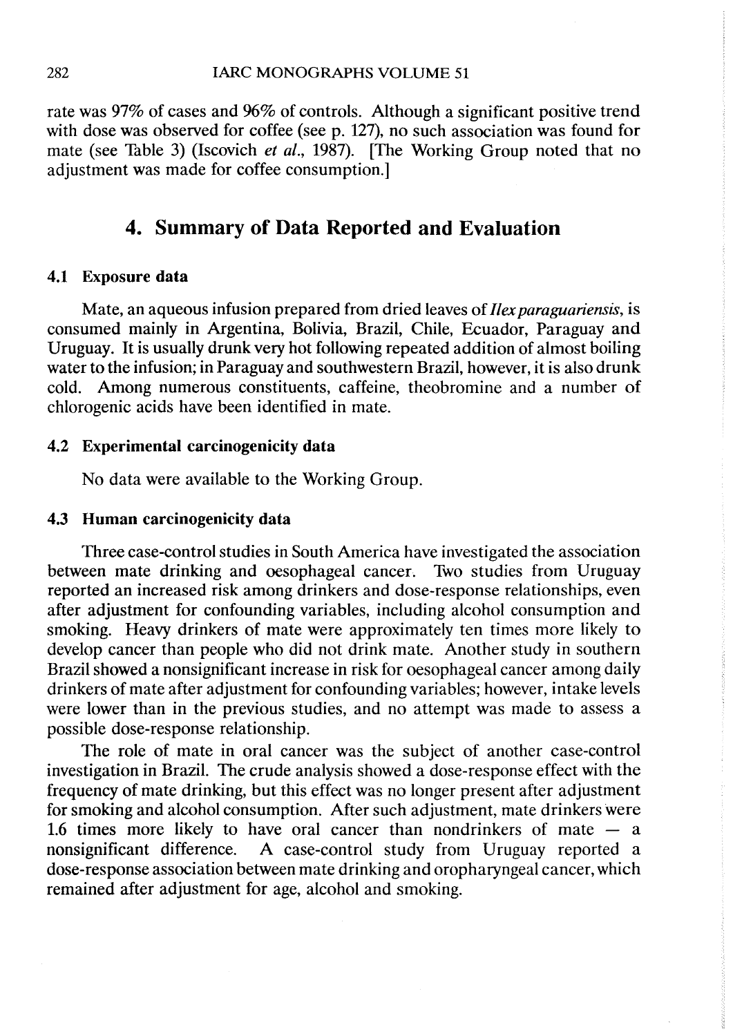rate was 97% of cases and 96% of controls. Although a significant positive trend with dose was observed for coffee (see p. 127), no such association was found for mate (see Table 3) (Iscovich *et al.*, 1987). [The Working Group noted that no adjustment was made for coffee consumption.]

## 4. Summary of Data Reported and Evaluation

### 4.1 Exposure data

Mate, an aqueous infusion prepared from dried leaves of *Ilex paraguariensis*, is consumed mainly in Argentina, Bolivia, Brazil, Chile, Ecuador, Paraguay and Uruguay. It is usually drunk very hot following repeated addition of almost boiling water to the infusion; in Paraguay and southwestern Brazil, however, it is also drunk cold. Among numerous constituents, caffeine, theobromine and a number of chlorogenic acids have been identified in mate.

### 4.2 Experimental carcinogenicity data

No data were available to the Working Group.

### 4.3 Human carcinogenicity data

Three case-control studies in South America have investigated the association between mate drinking and oesophageal cancer. Two studies from Uruguay reported an increased risk among drinkers and dose-response relationships, even after adjustment for confounding variables, including alcohol consumption and smoking. Heavy drinkers of mate were approximately ten times more likely to develop cancer than people who did not drink mate. Another study in southern Brazil showed a nonsignificant increase in risk for oesophageal cancer among daily drinkers of mate after adjustment for confounding variables; however, intake levels were lower than in the previous studies, and no attempt was made to assess a possible dose-response relationship.

The role of mate in oral cancer was the subject of another case-control investigation in Brazil. The crude analysis showed a dose-response effect with the frequency of mate drinking, but this effect was no longer present after adjustment for smoking and alcohol consumption. After such adjustment, mate drinkers were 1.6 times more likely to have oral cancer than nondrinkers of mate — a nonsignificant difference. A case-control study from Uruguay reported a dose-response association between mate drinking and oropharyngeal cancer, which remained after adjustment for age, alcohol and smoking.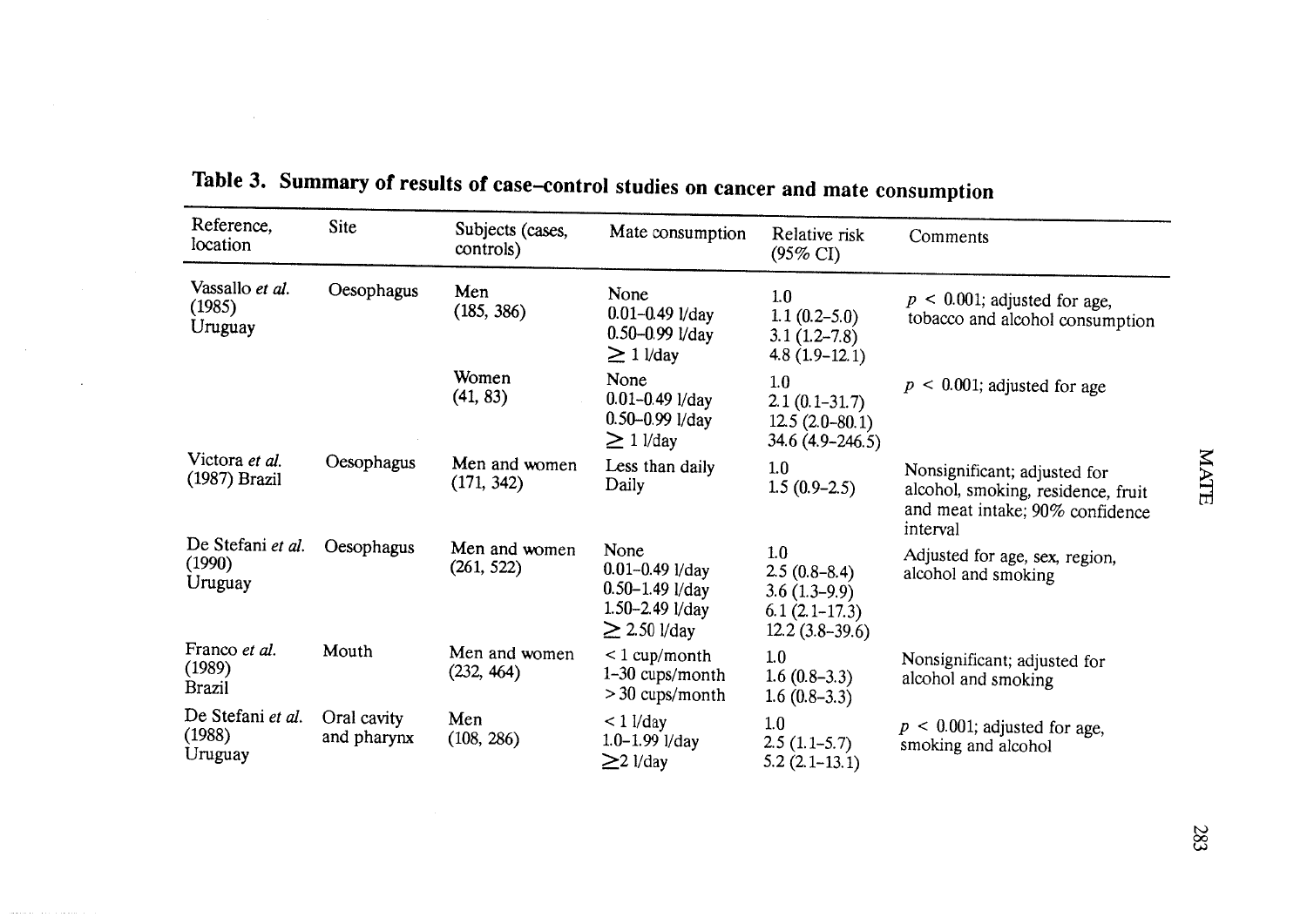**Table 3. Summary of results of case–control studies on cancer and mate consumption**

| Reference, location | Site | Subjects (cases, controls) | Mate consumption | Relative risk (95% CI) | Comments |
|---|---|---|---|---|---|
| Vassallo *et al.* (1985) Uruguay | Oesophagus | Men (185, 386) | None | 1.0 | $p < 0.001$; adjusted for age, tobacco and alcohol consumption |
| | | | 0.01–0.49 l/day | 1.1 (0.2–5.0) | |
| | | | 0.50–0.99 l/day | 3.1 (1.2–7.8) | |
| | | | ≥ 1 l/day | 4.8 (1.9–12.1) | |
| | | Women (41, 83) | None | 1.0 | $p < 0.001$; adjusted for age |
| | | | 0.01–0.49 l/day | 2.1 (0.1–31.7) | |
| | | | 0.50–0.99 l/day | 12.5 (2.0–80.1) | |
| | | | ≥ 1 l/day | 34.6 (4.9–246.5) | |
| Victora *et al.* (1987) Brazil | Oesophagus | Men and women (171, 342) | Less than daily | 1.0 | Nonsignificant; adjusted for alcohol, smoking, residence, fruit and meat intake; 90% confidence interval |
| | | | Daily | 1.5 (0.9–2.5) | |
| De Stefani *et al.* (1990) Uruguay | Oesophagus | Men and women (261, 522) | None | 1.0 | Adjusted for age, sex, region, alcohol and smoking |
| | | | 0.01–0.49 l/day | 2.5 (0.8–8.4) | |
| | | | 0.50–1.49 l/day | 3.6 (1.3–9.9) | |
| | | | 1.50–2.49 l/day | 6.1 (2.1–17.3) | |
| | | | ≥ 2.50 l/day | 12.2 (3.8–39.6) | |
| Franco *et al.* (1989) Brazil | Mouth | Men and women (232, 464) | < 1 cup/month | 1.0 | Nonsignificant; adjusted for alcohol and smoking |
| | | | 1–30 cups/month | 1.6 (0.8–3.3) | |
| | | | > 30 cups/month | 1.6 (0.8–3.3) | |
| De Stefani *et al.* (1988) Uruguay | Oral cavity and pharynx | Men (108, 286) | < 1 l/day | 1.0 | $p < 0.001$; adjusted for age, smoking and alcohol |
| | | | 1.0–1.99 l/day | 2.5 (1.1–5.7) | |
| | | | ≥2 l/day | 5.2 (2.1–13.1) | |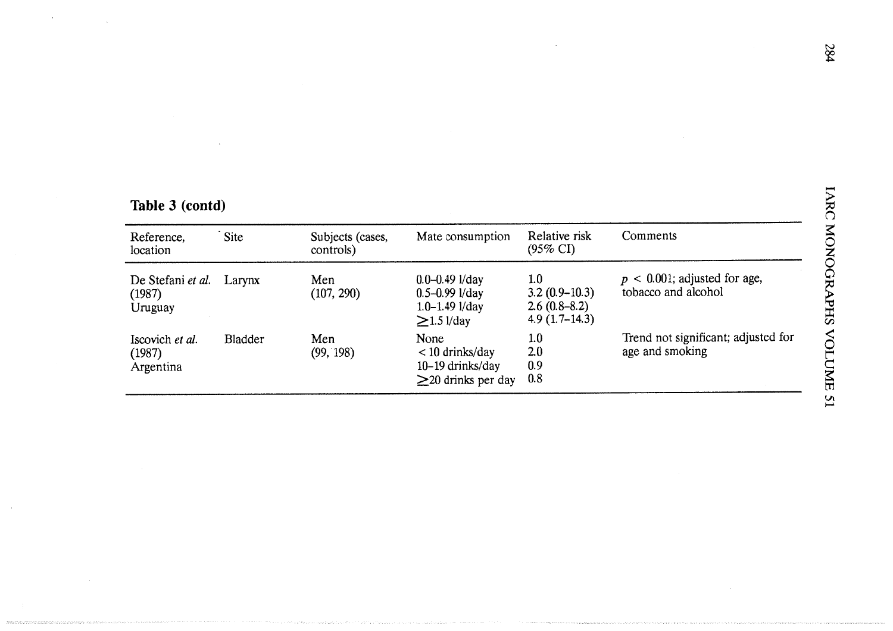**Table 3 (contd)**

| Reference, location | Site | Subjects (cases, controls) | Mate consumption | Relative risk (95% CI) | Comments |
|---|---|---|---|---|---|
| De Stefani *et al.* (1987) Uruguay | Larynx | Men (107, 290) | 0.0–0.49 l/day | 1.0 | $p < 0.001$; adjusted for age, tobacco and alcohol |
| | | | 0.5–0.99 l/day | 3.2 (0.9–10.3) | |
| | | | 1.0–1.49 l/day | 2.6 (0.8–8.2) | |
| | | | ≥1.5 l/day | 4.9 (1.7–14.3) | |
| Iscovich *et al.* (1987) Argentina | Bladder | Men (99, 198) | None | 1.0 | Trend not significant; adjusted for age and smoking |
| | | | < 10 drinks/day | 2.0 | |
| | | | 10–19 drinks/day | 0.9 | |
| | | | ≥20 drinks per day | 0.8 | |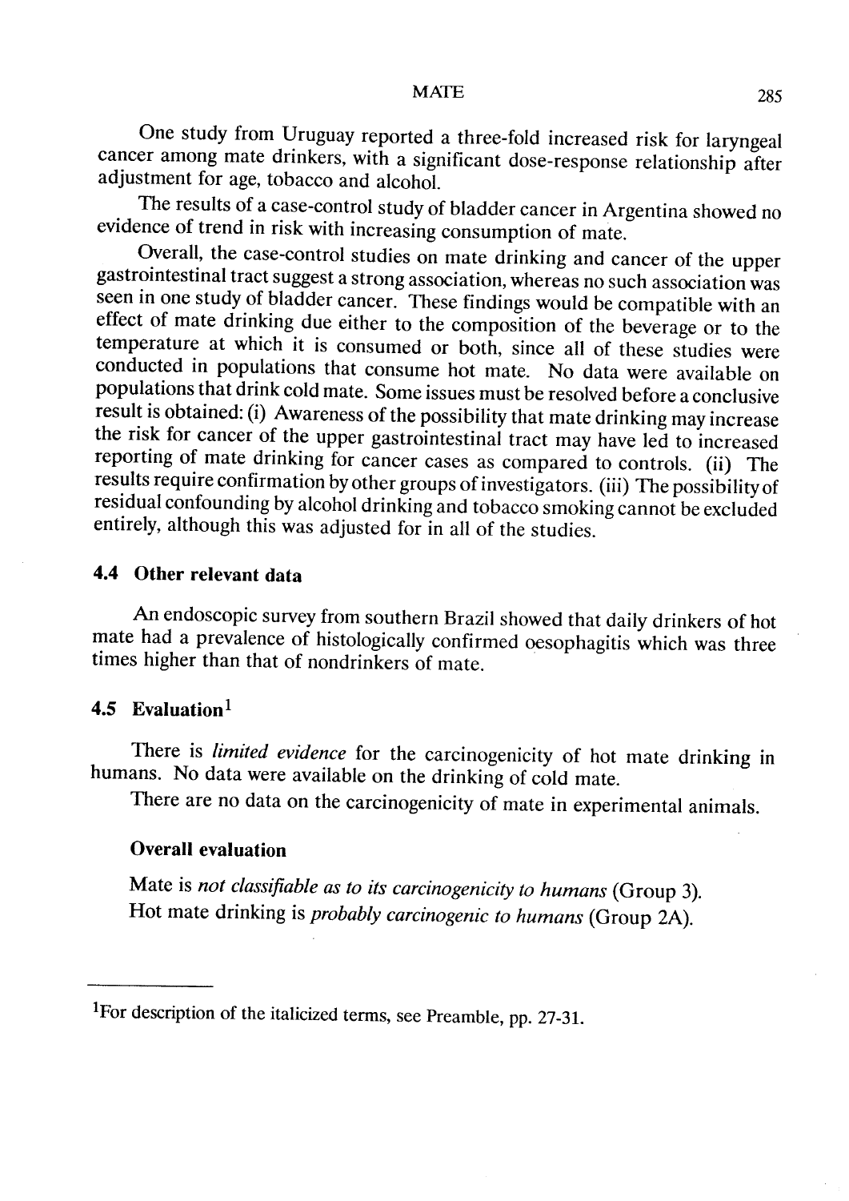One study from Uruguay reported a three-fold increased risk for laryngeal cancer among mate drinkers, with a significant dose-response relationship after adjustment for age, tobacco and alcohol.

The results of a case-control study of bladder cancer in Argentina showed no evidence of trend in risk with increasing consumption of mate.

Overall, the case-control studies on mate drinking and cancer of the upper gastrointestinal tract suggest a strong association, whereas no such association was seen in one study of bladder cancer. These findings would be compatible with an effect of mate drinking due either to the composition of the beverage or to the temperature at which it is consumed or both, since all of these studies were conducted in populations that consume hot mate. No data were available on populations that drink cold mate. Some issues must be resolved before a conclusive result is obtained: (i) Awareness of the possibility that mate drinking may increase the risk for cancer of the upper gastrointestinal tract may have led to increased reporting of mate drinking for cancer cases as compared to controls. (ii) The results require confirmation by other groups of investigators. (iii) The possibility of residual confounding by alcohol drinking and tobacco smoking cannot be excluded entirely, although this was adjusted for in all of the studies.

### 4.4 Other relevant data

An endoscopic survey from southern Brazil showed that daily drinkers of hot mate had a prevalence of histologically confirmed oesophagitis which was three times higher than that of nondrinkers of mate.

### 4.5 Evaluation[1]

There is *limited evidence* for the carcinogenicity of hot mate drinking in humans. No data were available on the drinking of cold mate.

There are no data on the carcinogenicity of mate in experimental animals.

#### Overall evaluation

Mate is *not classifiable as to its carcinogenicity to humans* (Group 3).

Hot mate drinking is *probably carcinogenic to humans* (Group 2A).

---

[1]For description of the italicized terms, see Preamble, pp. 27-31.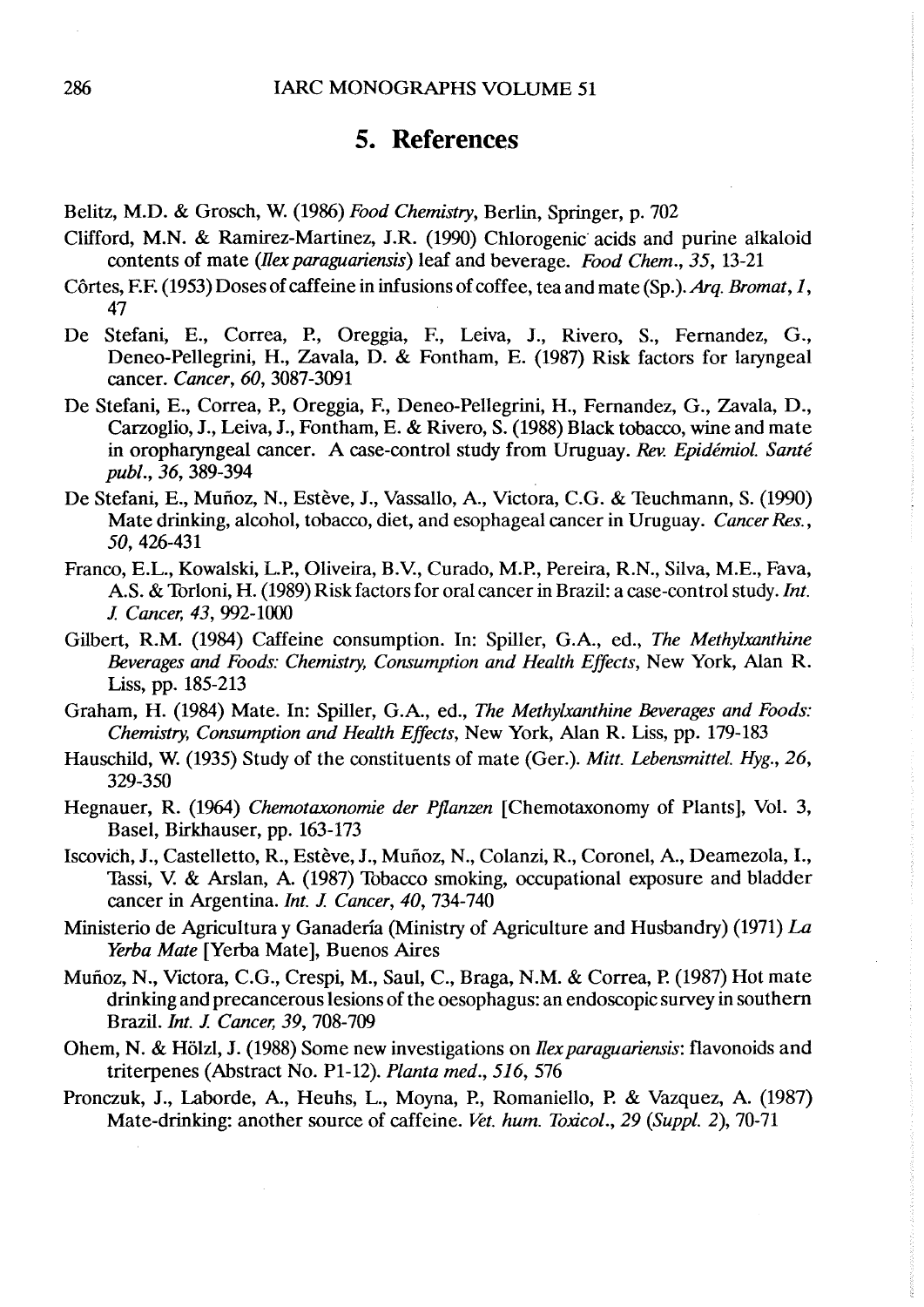## 5. References

Belitz, M.D. & Grosch, W. (1986) *Food Chemistry*, Berlin, Springer, p. 702

Clifford, M.N. & Ramirez-Martinez, J.R. (1990) Chlorogenic acids and purine alkaloid contents of mate (*Ilex paraguariensis*) leaf and beverage. *Food Chem.*, *35*, 13-21

Côrtes, F.F. (1953) Doses of caffeine in infusions of coffee, tea and mate (Sp.). *Arq. Bromat*, *1*, 47

De Stefani, E., Correa, P., Oreggia, F., Leiva, J., Rivero, S., Fernandez, G., Deneo-Pellegrini, H., Zavala, D. & Fontham, E. (1987) Risk factors for laryngeal cancer. *Cancer*, *60*, 3087-3091

De Stefani, E., Correa, P., Oreggia, F., Deneo-Pellegrini, H., Fernandez, G., Zavala, D., Carzoglio, J., Leiva, J., Fontham, E. & Rivero, S. (1988) Black tobacco, wine and mate in oropharyngeal cancer. A case-control study from Uruguay. *Rev. Epidémiol. Santé publ.*, *36*, 389-394

De Stefani, E., Muñoz, N., Estève, J., Vassallo, A., Victora, C.G. & Teuchmann, S. (1990) Mate drinking, alcohol, tobacco, diet, and esophageal cancer in Uruguay. *Cancer Res.*, *50*, 426-431

Franco, E.L., Kowalski, L.P., Oliveira, B.V., Curado, M.P., Pereira, R.N., Silva, M.E., Fava, A.S. & Torloni, H. (1989) Risk factors for oral cancer in Brazil: a case-control study. *Int. J. Cancer*, *43*, 992-1000

Gilbert, R.M. (1984) Caffeine consumption. In: Spiller, G.A., ed., *The Methylxanthine Beverages and Foods: Chemistry, Consumption and Health Effects*, New York, Alan R. Liss, pp. 185-213

Graham, H. (1984) Mate. In: Spiller, G.A., ed., *The Methylxanthine Beverages and Foods: Chemistry, Consumption and Health Effects*, New York, Alan R. Liss, pp. 179-183

Hauschild, W. (1935) Study of the constituents of mate (Ger.). *Mitt. Lebensmittel. Hyg.*, *26*, 329-350

Hegnauer, R. (1964) *Chemotaxonomie der Pflanzen* [Chemotaxonomy of Plants], Vol. 3, Basel, Birkhauser, pp. 163-173

Iscovich, J., Castelletto, R., Estève, J., Muñoz, N., Colanzi, R., Coronel, A., Deamezola, I., Tassi, V. & Arslan, A. (1987) Tobacco smoking, occupational exposure and bladder cancer in Argentina. *Int. J. Cancer*, *40*, 734-740

Ministerio de Agricultura y Ganadería (Ministry of Agriculture and Husbandry) (1971) *La Yerba Mate* [Yerba Mate], Buenos Aires

Muñoz, N., Victora, C.G., Crespi, M., Saul, C., Braga, N.M. & Correa, P. (1987) Hot mate drinking and precancerous lesions of the oesophagus: an endoscopic survey in southern Brazil. *Int. J. Cancer*, *39*, 708-709

Ohem, N. & Hölzl, J. (1988) Some new investigations on *Ilex paraguariensis*: flavonoids and triterpenes (Abstract No. P1-12). *Planta med.*, *516*, 576

Pronczuk, J., Laborde, A., Heuhs, L., Moyna, P., Romaniello, P. & Vazquez, A. (1987) Mate-drinking: another source of caffeine. *Vet. hum. Toxicol.*, *29 (Suppl. 2)*, 70-71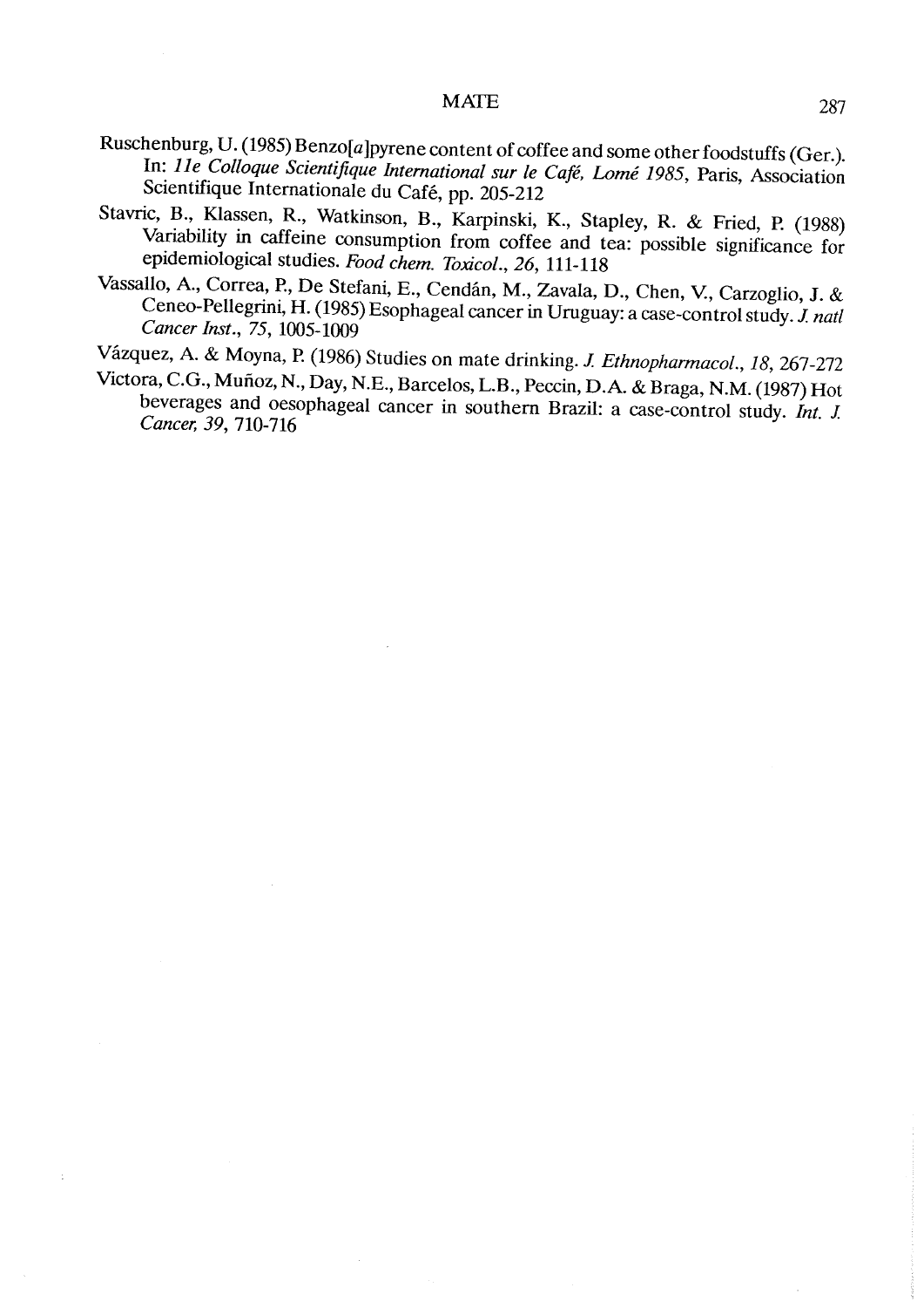Ruschenburg, U. (1985) Benzo[*a*]pyrene content of coffee and some other foodstuffs (Ger.). In: *11e Colloque Scientifique International sur le Café, Lomé 1985*, Paris, Association Scientifique Internationale du Café, pp. 205-212

Stavric, B., Klassen, R., Watkinson, B., Karpinski, K., Stapley, R. & Fried, P. (1988) Variability in caffeine consumption from coffee and tea: possible significance for epidemiological studies. *Food chem. Toxicol.*, *26*, 111-118

Vassallo, A., Correa, P., De Stefani, E., Cendán, M., Zavala, D., Chen, V., Carzoglio, J. & Ceneo-Pellegrini, H. (1985) Esophageal cancer in Uruguay: a case-control study. *J. natl Cancer Inst.*, *75*, 1005-1009

Vázquez, A. & Moyna, P. (1986) Studies on mate drinking. *J. Ethnopharmacol.*, *18*, 267-272

Victora, C.G., Muñoz, N., Day, N.E., Barcelos, L.B., Peccin, D.A. & Braga, N.M. (1987) Hot beverages and oesophageal cancer in southern Brazil: a case-control study. *Int. J. Cancer*, *39*, 710-716